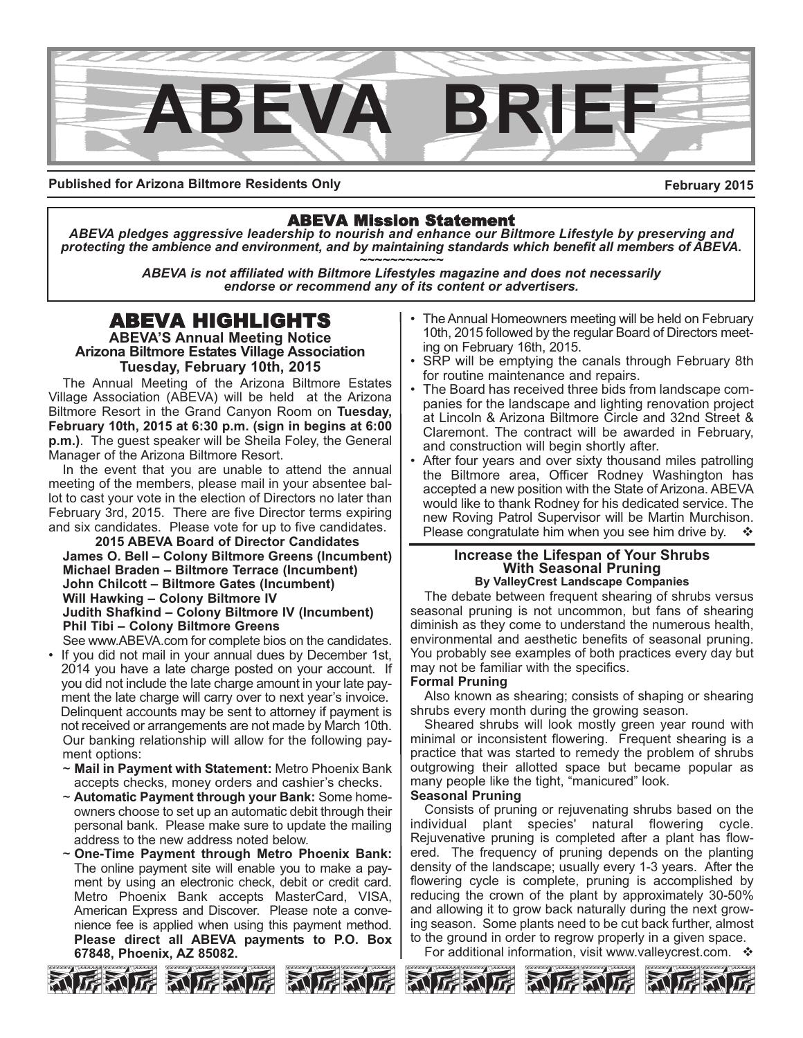# ABEVA BRIEF

**Published for Arizona Biltmore Residents Only** **February 2015**

## ABEVA Mission Statement

***ABEVA pledges aggressive leadership to nourish and enhance our Biltmore Lifestyle by preserving and protecting the ambience and environment, and by maintaining standards which benefit all members of ABEVA.***

~~~~~~~~~~~

***ABEVA is not affiliated with Biltmore Lifestyles magazine and does not necessarily endorse or recommend any of its content or advertisers.***

## ABEVA HIGHLIGHTS

### ABEVA'S Annual Meeting Notice
### Arizona Biltmore Estates Village Association
### Tuesday, February 10th, 2015

The Annual Meeting of the Arizona Biltmore Estates Village Association (ABEVA) will be held at the Arizona Biltmore Resort in the Grand Canyon Room on **Tuesday, February 10th, 2015 at 6:30 p.m. (sign in begins at 6:00 p.m.)**. The guest speaker will be Sheila Foley, the General Manager of the Arizona Biltmore Resort.

In the event that you are unable to attend the annual meeting of the members, please mail in your absentee ballot to cast your vote in the election of Directors no later than February 3rd, 2015. There are five Director terms expiring and six candidates. Please vote for up to five candidates.

**2015 ABEVA Board of Director Candidates**

**James O. Bell – Colony Biltmore Greens (Incumbent)**
**Michael Braden – Biltmore Terrace (Incumbent)**
**John Chilcott – Biltmore Gates (Incumbent)**
**Will Hawking – Colony Biltmore IV**
**Judith Shafkind – Colony Biltmore IV (Incumbent)**
**Phil Tibi – Colony Biltmore Greens**

See www.ABEVA.com for complete bios on the candidates.

- If you did not mail in your annual dues by December 1st, 2014 you have a late charge posted on your account. If you did not include the late charge amount in your late payment the late charge will carry over to next year's invoice. Delinquent accounts may be sent to attorney if payment is not received or arrangements are not made by March 10th. Our banking relationship will allow for the following payment options:
  - ~ **Mail in Payment with Statement:** Metro Phoenix Bank accepts checks, money orders and cashier's checks.
  - ~ **Automatic Payment through your Bank:** Some homeowners choose to set up an automatic debit through their personal bank. Please make sure to update the mailing address to the new address noted below.
  - ~ **One-Time Payment through Metro Phoenix Bank:** The online payment site will enable you to make a payment by using an electronic check, debit or credit card. Metro Phoenix Bank accepts MasterCard, VISA, American Express and Discover. Please note a convenience fee is applied when using this payment method. **Please direct all ABEVA payments to P.O. Box 67848, Phoenix, AZ 85082.**
- The Annual Homeowners meeting will be held on February 10th, 2015 followed by the regular Board of Directors meeting on February 16th, 2015.
- SRP will be emptying the canals through February 8th for routine maintenance and repairs.
- The Board has received three bids from landscape companies for the landscape and lighting renovation project at Lincoln & Arizona Biltmore Circle and 32nd Street & Claremont. The contract will be awarded in February, and construction will begin shortly after.
- After four years and over sixty thousand miles patrolling the Biltmore area, Officer Rodney Washington has accepted a new position with the State of Arizona. ABEVA would like to thank Rodney for his dedicated service. The new Roving Patrol Supervisor will be Martin Murchison. Please congratulate him when you see him drive by. ❖

### Increase the Lifespan of Your Shrubs With Seasonal Pruning
**By ValleyCrest Landscape Companies**

The debate between frequent shearing of shrubs versus seasonal pruning is not uncommon, but fans of shearing diminish as they come to understand the numerous health, environmental and aesthetic benefits of seasonal pruning. You probably see examples of both practices every day but may not be familiar with the specifics.

**Formal Pruning**

Also known as shearing; consists of shaping or shearing shrubs every month during the growing season.

Sheared shrubs will look mostly green year round with minimal or inconsistent flowering. Frequent shearing is a practice that was started to remedy the problem of shrubs outgrowing their allotted space but became popular as many people like the tight, "manicured" look.

**Seasonal Pruning**

Consists of pruning or rejuvenating shrubs based on the individual plant species' natural flowering cycle. Rejuvenative pruning is completed after a plant has flowered. The frequency of pruning depends on the planting density of the landscape; usually every 1-3 years. After the flowering cycle is complete, pruning is accomplished by reducing the crown of the plant by approximately 30-50% and allowing it to grow back naturally during the next growing season. Some plants need to be cut back further, almost to the ground in order to regrow properly in a given space.

For additional information, visit www.valleycrest.com. ❖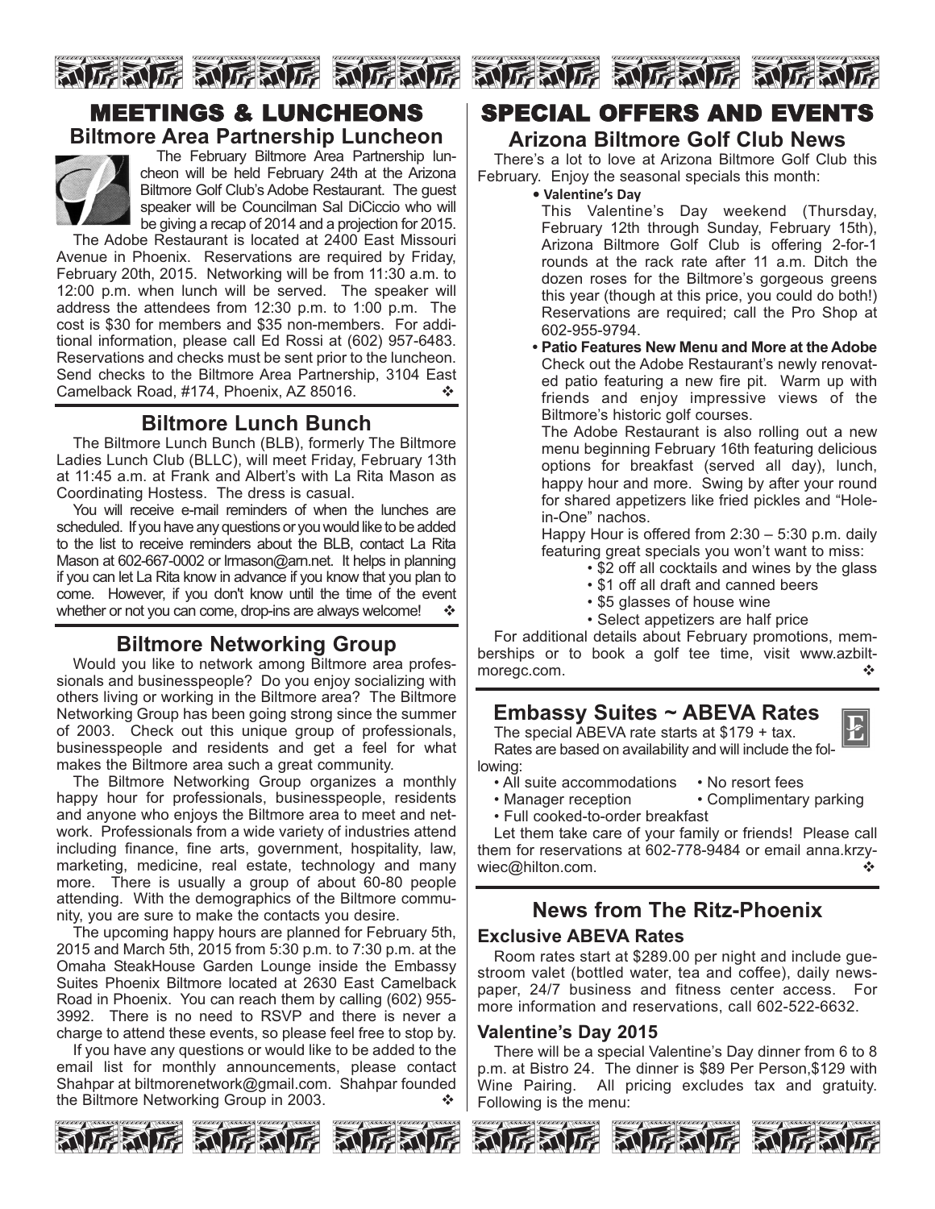# MEETINGS & LUNCHEONS

## Biltmore Area Partnership Luncheon

The February Biltmore Area Partnership luncheon will be held February 24th at the Arizona Biltmore Golf Club's Adobe Restaurant. The guest speaker will be Councilman Sal DiCiccio who will be giving a recap of 2014 and a projection for 2015.

The Adobe Restaurant is located at 2400 East Missouri Avenue in Phoenix. Reservations are required by Friday, February 20th, 2015. Networking will be from 11:30 a.m. to 12:00 p.m. when lunch will be served. The speaker will address the attendees from 12:30 p.m. to 1:00 p.m. The cost is $30 for members and $35 non-members. For additional information, please call Ed Rossi at (602) 957-6483. Reservations and checks must be sent prior to the luncheon. Send checks to the Biltmore Area Partnership, 3104 East Camelback Road, #174, Phoenix, AZ 85016. ❖

## Biltmore Lunch Bunch

The Biltmore Lunch Bunch (BLB), formerly The Biltmore Ladies Lunch Club (BLLC), will meet Friday, February 13th at 11:45 a.m. at Frank and Albert's with La Rita Mason as Coordinating Hostess. The dress is casual.

You will receive e-mail reminders of when the lunches are scheduled. If you have any questions or you would like to be added to the list to receive reminders about the BLB, contact La Rita Mason at 602-667-0002 or lrmason@arn.net. It helps in planning if you can let La Rita know in advance if you know that you plan to come. However, if you don't know until the time of the event whether or not you can come, drop-ins are always welcome! ❖

## Biltmore Networking Group

Would you like to network among Biltmore area professionals and businesspeople? Do you enjoy socializing with others living or working in the Biltmore area? The Biltmore Networking Group has been going strong since the summer of 2003. Check out this unique group of professionals, businesspeople and residents and get a feel for what makes the Biltmore area such a great community.

The Biltmore Networking Group organizes a monthly happy hour for professionals, businesspeople, residents and anyone who enjoys the Biltmore area to meet and network. Professionals from a wide variety of industries attend including finance, fine arts, government, hospitality, law, marketing, medicine, real estate, technology and many more. There is usually a group of about 60-80 people attending. With the demographics of the Biltmore community, you are sure to make the contacts you desire.

The upcoming happy hours are planned for February 5th, 2015 and March 5th, 2015 from 5:30 p.m. to 7:30 p.m. at the Omaha SteakHouse Garden Lounge inside the Embassy Suites Phoenix Biltmore located at 2630 East Camelback Road in Phoenix. You can reach them by calling (602) 955-3992. There is no need to RSVP and there is never a charge to attend these events, so please feel free to stop by.

If you have any questions or would like to be added to the email list for monthly announcements, please contact Shahpar at biltmorenetwork@gmail.com. Shahpar founded the Biltmore Networking Group in 2003. ❖

# SPECIAL OFFERS AND EVENTS

## Arizona Biltmore Golf Club News

There's a lot to love at Arizona Biltmore Golf Club this February. Enjoy the seasonal specials this month:

- **Valentine's Day**

  This Valentine's Day weekend (Thursday, February 12th through Sunday, February 15th), Arizona Biltmore Golf Club is offering 2-for-1 rounds at the rack rate after 11 a.m. Ditch the dozen roses for the Biltmore's gorgeous greens this year (though at this price, you could do both!) Reservations are required; call the Pro Shop at 602-955-9794.

- **Patio Features New Menu and More at the Adobe**

  Check out the Adobe Restaurant's newly renovated patio featuring a new fire pit. Warm up with friends and enjoy impressive views of the Biltmore's historic golf courses.

  The Adobe Restaurant is also rolling out a new menu beginning February 16th featuring delicious options for breakfast (served all day), lunch, happy hour and more. Swing by after your round for shared appetizers like fried pickles and "Hole-in-One" nachos.

  Happy Hour is offered from 2:30 – 5:30 p.m. daily featuring great specials you won't want to miss:

  - $2 off all cocktails and wines by the glass
  - $1 off all draft and canned beers
  - $5 glasses of house wine
  - Select appetizers are half price

For additional details about February promotions, memberships or to book a golf tee time, visit www.azbiltmoregc.com. ❖

## Embassy Suites ~ ABEVA Rates

The special ABEVA rate starts at $179 + tax.

Rates are based on availability and will include the following:

- All suite accommodations
- No resort fees
- Manager reception
- Complimentary parking
- Full cooked-to-order breakfast

Let them take care of your family or friends! Please call them for reservations at 602-778-9484 or email anna.krzywiec@hilton.com. ❖

## News from The Ritz-Phoenix

### Exclusive ABEVA Rates

Room rates start at $289.00 per night and include guestroom valet (bottled water, tea and coffee), daily newspaper, 24/7 business and fitness center access. For more information and reservations, call 602-522-6632.

### Valentine's Day 2015

There will be a special Valentine's Day dinner from 6 to 8 p.m. at Bistro 24. The dinner is $89 Per Person,$129 with Wine Pairing. All pricing excludes tax and gratuity. Following is the menu: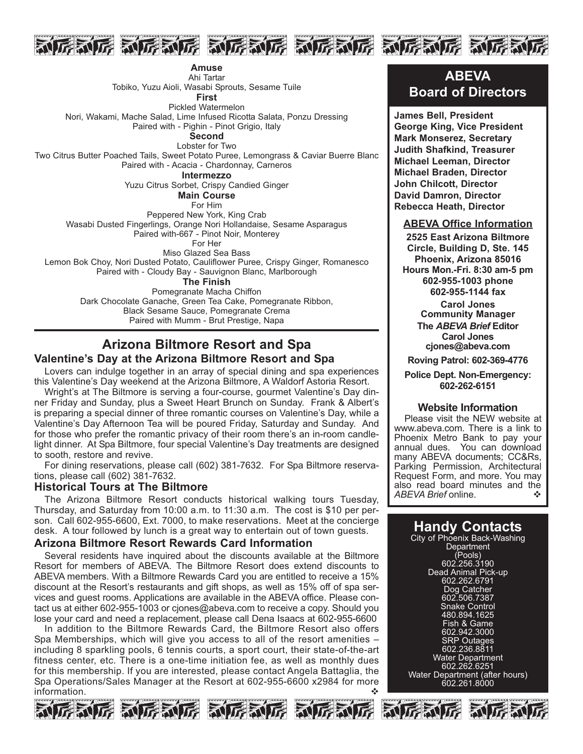**Amuse**

Ahi Tartar

Tobiko, Yuzu Aioli, Wasabi Sprouts, Sesame Tuile

**First**

Pickled Watermelon

Nori, Wakami, Mache Salad, Lime Infused Ricotta Salata, Ponzu Dressing

Paired with - Pighin - Pinot Grigio, Italy

**Second**

Lobster for Two

Two Citrus Butter Poached Tails, Sweet Potato Puree, Lemongrass & Caviar Buerre Blanc

Paired with - Acacia - Chardonnay, Carneros

**Intermezzo**

Yuzu Citrus Sorbet, Crispy Candied Ginger

**Main Course**

For Him

Peppered New York, King Crab

Wasabi Dusted Fingerlings, Orange Nori Hollandaise, Sesame Asparagus

Paired with-667 - Pinot Noir, Monterey

For Her

Miso Glazed Sea Bass

Lemon Bok Choy, Nori Dusted Potato, Cauliflower Puree, Crispy Ginger, Romanesco

Paired with - Cloudy Bay - Sauvignon Blanc, Marlborough

**The Finish**

Pomegranate Macha Chiffon

Dark Chocolate Ganache, Green Tea Cake, Pomegranate Ribbon,

Black Sesame Sauce, Pomegranate Crema

Paired with Mumm - Brut Prestige, Napa

## Arizona Biltmore Resort and Spa

### Valentine's Day at the Arizona Biltmore Resort and Spa

Lovers can indulge together in an array of special dining and spa experiences this Valentine's Day weekend at the Arizona Biltmore, A Waldorf Astoria Resort.

Wright's at The Biltmore is serving a four-course, gourmet Valentine's Day dinner Friday and Sunday, plus a Sweet Heart Brunch on Sunday. Frank & Albert's is preparing a special dinner of three romantic courses on Valentine's Day, while a Valentine's Day Afternoon Tea will be poured Friday, Saturday and Sunday. And for those who prefer the romantic privacy of their room there's an in-room candlelight dinner. At Spa Biltmore, four special Valentine's Day treatments are designed to sooth, restore and revive.

For dining reservations, please call (602) 381-7632. For Spa Biltmore reservations, please call (602) 381-7632.

### Historical Tours at The Biltmore

The Arizona Biltmore Resort conducts historical walking tours Tuesday, Thursday, and Saturday from 10:00 a.m. to 11:30 a.m. The cost is $10 per person. Call 602-955-6600, Ext. 7000, to make reservations. Meet at the concierge desk. A tour followed by lunch is a great way to entertain out of town guests.

### Arizona Biltmore Resort Rewards Card Information

Several residents have inquired about the discounts available at the Biltmore Resort for members of ABEVA. The Biltmore Resort does extend discounts to ABEVA members. With a Biltmore Rewards Card you are entitled to receive a 15% discount at the Resort's restaurants and gift shops, as well as 15% off of spa services and guest rooms. Applications are available in the ABEVA office. Please contact us at either 602-955-1003 or cjones@abeva.com to receive a copy. Should you lose your card and need a replacement, please call Dena Isaacs at 602-955-6600

In addition to the Biltmore Rewards Card, the Biltmore Resort also offers Spa Memberships, which will give you access to all of the resort amenities – including 8 sparkling pools, 6 tennis courts, a sport court, their state-of-the-art fitness center, etc. There is a one-time initiation fee, as well as monthly dues for this membership. If you are interested, please contact Angela Battaglia, the Spa Operations/Sales Manager at the Resort at 602-955-6600 x2984 for more information. ❖

## ABEVA Board of Directors

**James Bell, President**
**George King, Vice President**
**Mark Monserez, Secretary**
**Judith Shafkind, Treasurer**
**Michael Leeman, Director**
**Michael Braden, Director**
**John Chilcott, Director**
**David Damron, Director**
**Rebecca Heath, Director**

### ABEVA Office Information

**2525 East Arizona Biltmore Circle, Building D, Ste. 145**
**Phoenix, Arizona 85016**
**Hours Mon.-Fri. 8:30 am-5 pm**
**602-955-1003 phone**
**602-955-1144 fax**

**Carol Jones**
**Community Manager**
**The *ABEVA Brief* Editor**
**Carol Jones**
**cjones@abeva.com**

**Roving Patrol: 602-369-4776**

**Police Dept. Non-Emergency: 602-262-6151**

### Website Information

Please visit the NEW website at www.abeva.com. There is a link to Phoenix Metro Bank to pay your annual dues. You can download many ABEVA documents; CC&Rs, Parking Permission, Architectural Request Form, and more. You may also read board minutes and the *ABEVA Brief* online. ❖

## Handy Contacts

City of Phoenix Back-Washing Department (Pools)
602.256.3190

Dead Animal Pick-up
602.262.6791

Dog Catcher
602.506.7387

Snake Control
480.894.1625

Fish & Game
602.942.3000

SRP Outages
602.236.8811

Water Department
602.262.6251

Water Department (after hours)
602.261.8000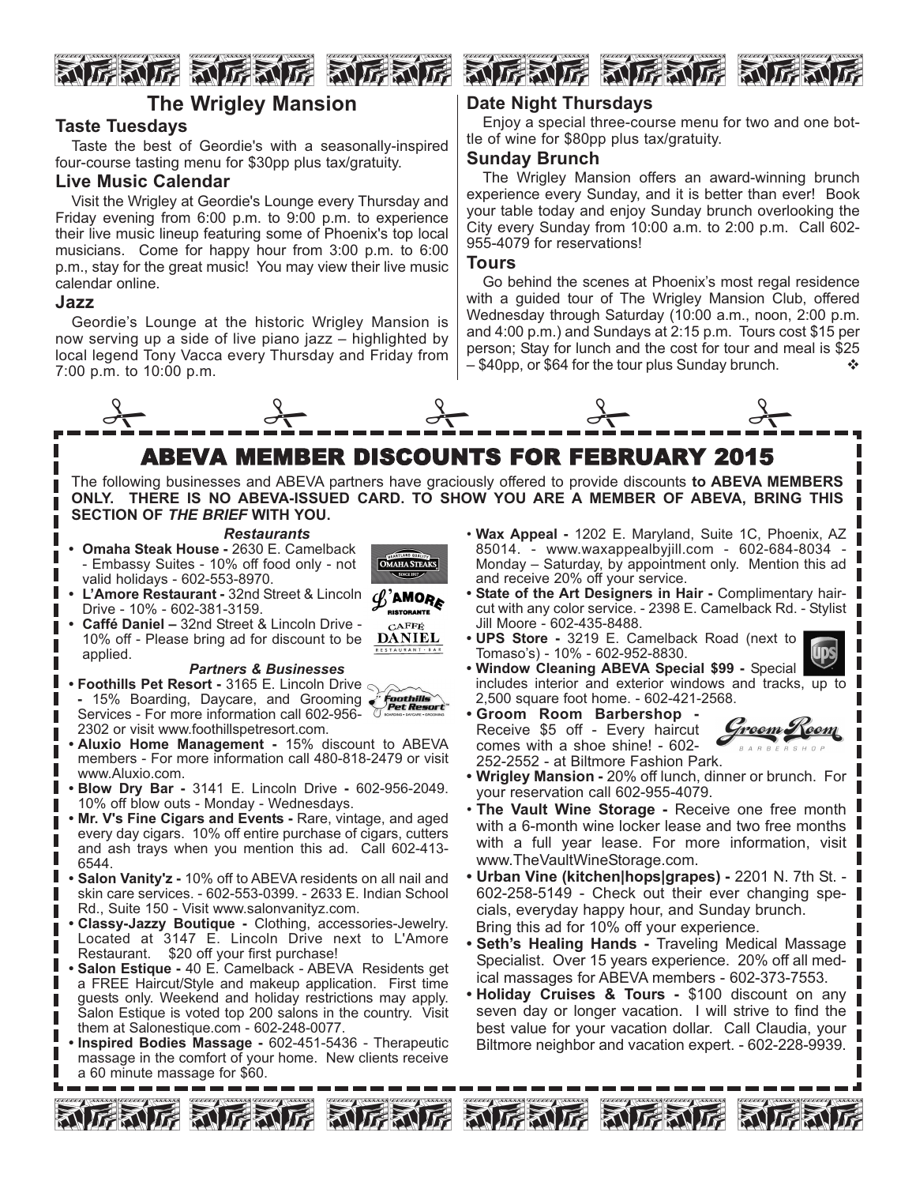## The Wrigley Mansion

### Taste Tuesdays

Taste the best of Geordie's with a seasonally-inspired four-course tasting menu for $30pp plus tax/gratuity.

### Live Music Calendar

Visit the Wrigley at Geordie's Lounge every Thursday and Friday evening from 6:00 p.m. to 9:00 p.m. to experience their live music lineup featuring some of Phoenix's top local musicians. Come for happy hour from 3:00 p.m. to 6:00 p.m., stay for the great music! You may view their live music calendar online.

### Jazz

Geordie's Lounge at the historic Wrigley Mansion is now serving up a side of live piano jazz – highlighted by local legend Tony Vacca every Thursday and Friday from 7:00 p.m. to 10:00 p.m.

### Date Night Thursdays

Enjoy a special three-course menu for two and one bottle of wine for $80pp plus tax/gratuity.

### Sunday Brunch

The Wrigley Mansion offers an award-winning brunch experience every Sunday, and it is better than ever! Book your table today and enjoy Sunday brunch overlooking the City every Sunday from 10:00 a.m. to 2:00 p.m. Call 602-955-4079 for reservations!

### Tours

Go behind the scenes at Phoenix's most regal residence with a guided tour of The Wrigley Mansion Club, offered Wednesday through Saturday (10:00 a.m., noon, 2:00 p.m. and 4:00 p.m.) and Sundays at 2:15 p.m. Tours cost $15 per person; Stay for lunch and the cost for tour and meal is $25 – $40pp, or $64 for the tour plus Sunday brunch. ❖

## ABEVA MEMBER DISCOUNTS FOR FEBRUARY 2015

The following businesses and ABEVA partners have graciously offered to provide discounts **to ABEVA MEMBERS ONLY. THERE IS NO ABEVA-ISSUED CARD. TO SHOW YOU ARE A MEMBER OF ABEVA, BRING THIS SECTION OF *THE BRIEF* WITH YOU.**

***Restaurants***

- **Omaha Steak House -** 2630 E. Camelback - Embassy Suites - 10% off food only - not valid holidays - 602-553-8970.
- **L'Amore Restaurant -** 32nd Street & Lincoln Drive - 10% - 602-381-3159.
- **Caffé Daniel –** 32nd Street & Lincoln Drive - 10% off - Please bring ad for discount to be applied.

***Partners & Businesses***

- **Foothills Pet Resort -** 3165 E. Lincoln Drive **-** 15% Boarding, Daycare, and Grooming Services - For more information call 602-956-2302 or visit www.foothillspetresort.com.
- **Aluxio Home Management -** 15% discount to ABEVA members - For more information call 480-818-2479 or visit www.Aluxio.com.
- **Blow Dry Bar -** 3141 E. Lincoln Drive **-** 602-956-2049. 10% off blow outs - Monday - Wednesdays.
- **Mr. V's Fine Cigars and Events -** Rare, vintage, and aged every day cigars. 10% off entire purchase of cigars, cutters and ash trays when you mention this ad. Call 602-413-6544.
- **Salon Vanity'z -** 10% off to ABEVA residents on all nail and skin care services. - 602-553-0399. - 2633 E. Indian School Rd., Suite 150 - Visit www.salonvanityz.com.
- **Classy-Jazzy Boutique -** Clothing, accessories-Jewelry. Located at 3147 E. Lincoln Drive next to L'Amore Restaurant. $20 off your first purchase!
- **Salon Estique -** 40 E. Camelback - ABEVA Residents get a FREE Haircut/Style and makeup application. First time guests only. Weekend and holiday restrictions may apply. Salon Estique is voted top 200 salons in the country. Visit them at Salonestique.com - 602-248-0077.
- **Inspired Bodies Massage -** 602-451-5436 - Therapeutic massage in the comfort of your home. New clients receive a 60 minute massage for $60.
- **Wax Appeal -** 1202 E. Maryland, Suite 1C, Phoenix, AZ 85014. - www.waxappealbyjill.com - 602-684-8034 - Monday – Saturday, by appointment only. Mention this ad and receive 20% off your service.
- **State of the Art Designers in Hair -** Complimentary haircut with any color service. - 2398 E. Camelback Rd. - Stylist Jill Moore - 602-435-8488.
- **UPS Store -** 3219 E. Camelback Road (next to Tomaso's) - 10% - 602-952-8830.
- **Window Cleaning ABEVA Special $99 -** Special includes interior and exterior windows and tracks, up to 2,500 square foot home. - 602-421-2568.
- **Groom Room Barbershop -** Receive $5 off - Every haircut comes with a shoe shine! - 602-252-2552 - at Biltmore Fashion Park.
- **Wrigley Mansion -** 20% off lunch, dinner or brunch. For your reservation call 602-955-4079.
- **The Vault Wine Storage -** Receive one free month with a 6-month wine locker lease and two free months with a full year lease. For more information, visit www.TheVaultWineStorage.com.
- **Urban Vine (kitchen|hops|grapes) -** 2201 N. 7th St. - 602-258-5149 - Check out their ever changing specials, everyday happy hour, and Sunday brunch. Bring this ad for 10% off your experience.
- **Seth's Healing Hands -** Traveling Medical Massage Specialist. Over 15 years experience. 20% off all medical massages for ABEVA members - 602-373-7553.
- **Holiday Cruises & Tours -** $100 discount on any seven day or longer vacation. I will strive to find the best value for your vacation dollar. Call Claudia, your Biltmore neighbor and vacation expert. - 602-228-9939.